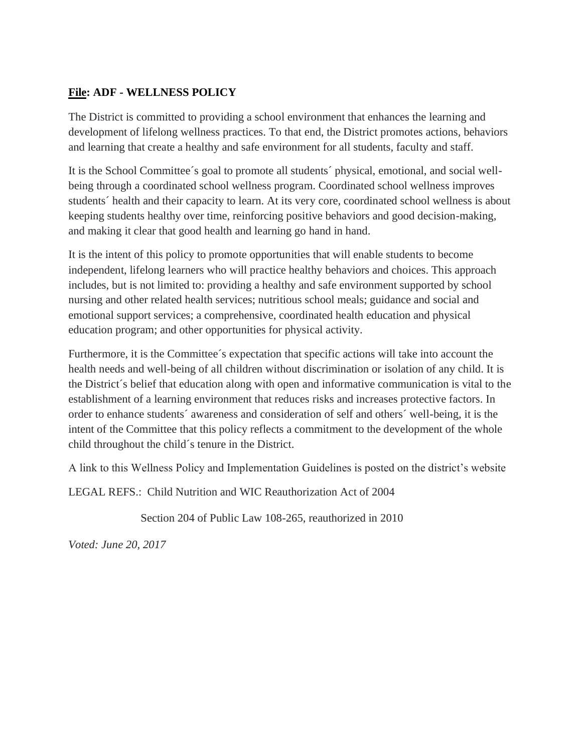**<u>File</u>: ADF - WELLNESS POLICY**

The District is committed to providing a school environment that enhances the learning and development of lifelong wellness practices. To that end, the District promotes actions, behaviors and learning that create a healthy and safe environment for all students, faculty and staff.

It is the School Committee´s goal to promote all students´ physical, emotional, and social well-being through a coordinated school wellness program. Coordinated school wellness improves students´ health and their capacity to learn. At its very core, coordinated school wellness is about keeping students healthy over time, reinforcing positive behaviors and good decision-making, and making it clear that good health and learning go hand in hand.

It is the intent of this policy to promote opportunities that will enable students to become independent, lifelong learners who will practice healthy behaviors and choices. This approach includes, but is not limited to: providing a healthy and safe environment supported by school nursing and other related health services; nutritious school meals; guidance and social and emotional support services; a comprehensive, coordinated health education and physical education program; and other opportunities for physical activity.

Furthermore, it is the Committee´s expectation that specific actions will take into account the health needs and well-being of all children without discrimination or isolation of any child. It is the District´s belief that education along with open and informative communication is vital to the establishment of a learning environment that reduces risks and increases protective factors. In order to enhance students´ awareness and consideration of self and others´ well-being, it is the intent of the Committee that this policy reflects a commitment to the development of the whole child throughout the child´s tenure in the District.

A link to this Wellness Policy and Implementation Guidelines is posted on the district's website

LEGAL REFS.: Child Nutrition and WIC Reauthorization Act of 2004

Section 204 of Public Law 108-265, reauthorized in 2010

*Voted: June 20, 2017*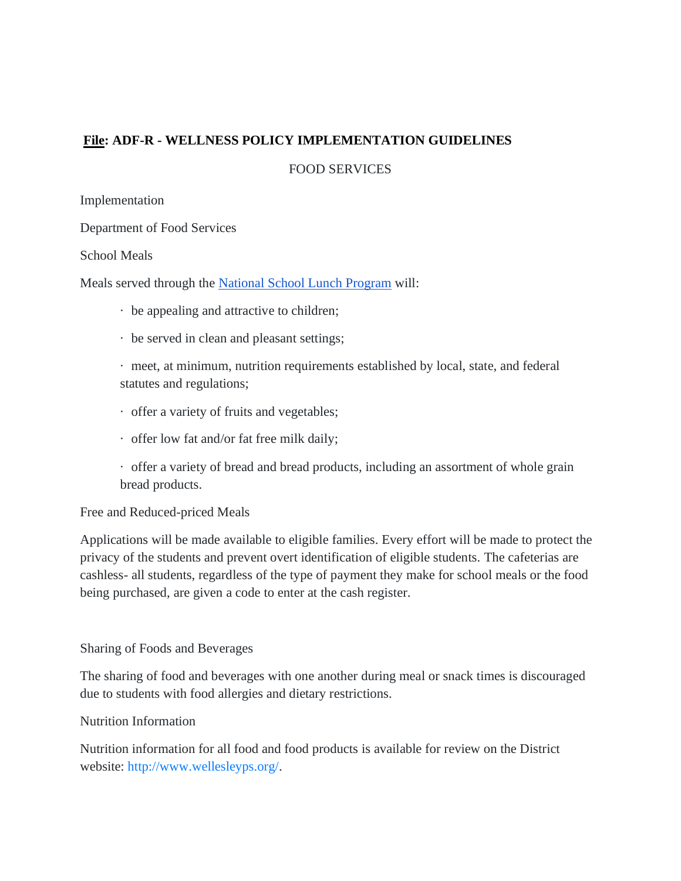**File: ADF-R - WELLNESS POLICY IMPLEMENTATION GUIDELINES**

FOOD SERVICES

Implementation

Department of Food Services

School Meals

Meals served through the [National School Lunch Program](#) will:

- be appealing and attractive to children;
- be served in clean and pleasant settings;
- meet, at minimum, nutrition requirements established by local, state, and federal statutes and regulations;
- offer a variety of fruits and vegetables;
- offer low fat and/or fat free milk daily;
- offer a variety of bread and bread products, including an assortment of whole grain bread products.

Free and Reduced-priced Meals

Applications will be made available to eligible families. Every effort will be made to protect the privacy of the students and prevent overt identification of eligible students. The cafeterias are cashless- all students, regardless of the type of payment they make for school meals or the food being purchased, are given a code to enter at the cash register.

Sharing of Foods and Beverages

The sharing of food and beverages with one another during meal or snack times is discouraged due to students with food allergies and dietary restrictions.

Nutrition Information

Nutrition information for all food and food products is available for review on the District website: http://www.wellesleyps.org/.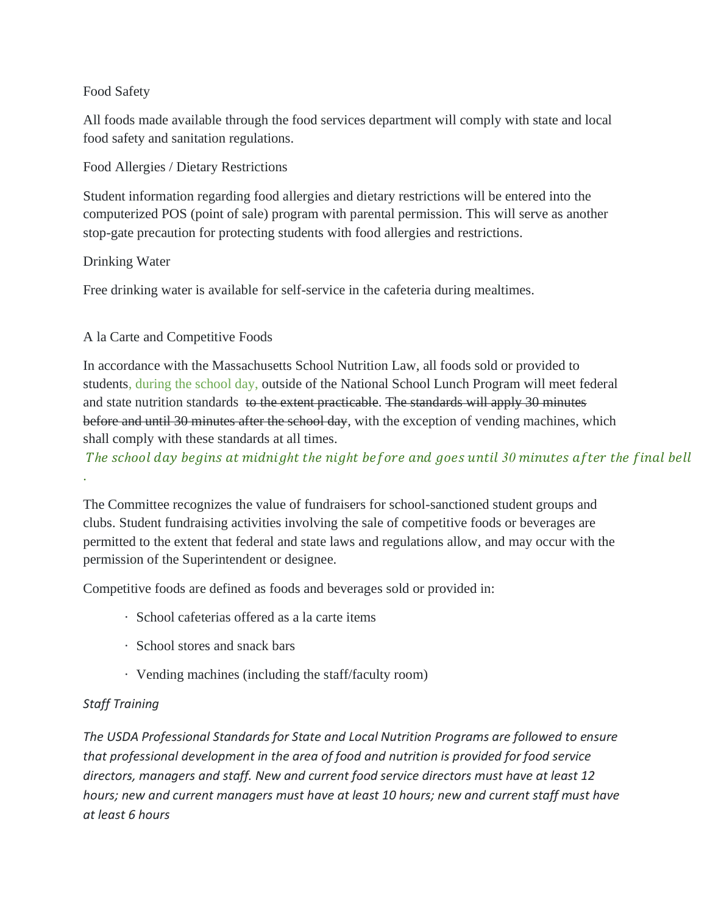Food Safety

All foods made available through the food services department will comply with state and local food safety and sanitation regulations.

Food Allergies / Dietary Restrictions

Student information regarding food allergies and dietary restrictions will be entered into the computerized POS (point of sale) program with parental permission. This will serve as another stop-gate precaution for protecting students with food allergies and restrictions.

Drinking Water

Free drinking water is available for self-service in the cafeteria during mealtimes.

A la Carte and Competitive Foods

In accordance with the Massachusetts School Nutrition Law, all foods sold or provided to students, during the school day, outside of the National School Lunch Program will meet federal and state nutrition standards ~~to the extent practicable~~. ~~The standards will apply 30 minutes before and until 30 minutes after the school day~~, with the exception of vending machines, which shall comply with these standards at all times.

*The school day begins at midnight the night before and goes until 30 minutes after the final bell.*

The Committee recognizes the value of fundraisers for school-sanctioned student groups and clubs. Student fundraising activities involving the sale of competitive foods or beverages are permitted to the extent that federal and state laws and regulations allow, and may occur with the permission of the Superintendent or designee.

Competitive foods are defined as foods and beverages sold or provided in:

- School cafeterias offered as a la carte items
- School stores and snack bars
- Vending machines (including the staff/faculty room)

*Staff Training*

*The USDA Professional Standards for State and Local Nutrition Programs are followed to ensure that professional development in the area of food and nutrition is provided for food service directors, managers and staff. New and current food service directors must have at least 12 hours; new and current managers must have at least 10 hours; new and current staff must have at least 6 hours*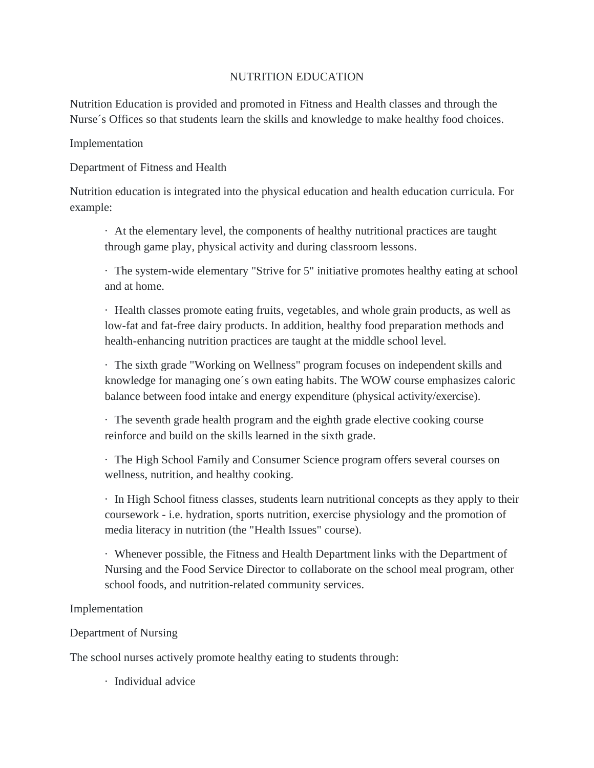# NUTRITION EDUCATION

Nutrition Education is provided and promoted in Fitness and Health classes and through the Nurse´s Offices so that students learn the skills and knowledge to make healthy food choices.

## Implementation

### Department of Fitness and Health

Nutrition education is integrated into the physical education and health education curricula. For example:

- At the elementary level, the components of healthy nutritional practices are taught through game play, physical activity and during classroom lessons.
- The system-wide elementary "Strive for 5" initiative promotes healthy eating at school and at home.
- Health classes promote eating fruits, vegetables, and whole grain products, as well as low-fat and fat-free dairy products. In addition, healthy food preparation methods and health-enhancing nutrition practices are taught at the middle school level.
- The sixth grade "Working on Wellness" program focuses on independent skills and knowledge for managing one´s own eating habits. The WOW course emphasizes caloric balance between food intake and energy expenditure (physical activity/exercise).
- The seventh grade health program and the eighth grade elective cooking course reinforce and build on the skills learned in the sixth grade.
- The High School Family and Consumer Science program offers several courses on wellness, nutrition, and healthy cooking.
- In High School fitness classes, students learn nutritional concepts as they apply to their coursework - i.e. hydration, sports nutrition, exercise physiology and the promotion of media literacy in nutrition (the "Health Issues" course).
- Whenever possible, the Fitness and Health Department links with the Department of Nursing and the Food Service Director to collaborate on the school meal program, other school foods, and nutrition-related community services.

## Implementation

### Department of Nursing

The school nurses actively promote healthy eating to students through:

- Individual advice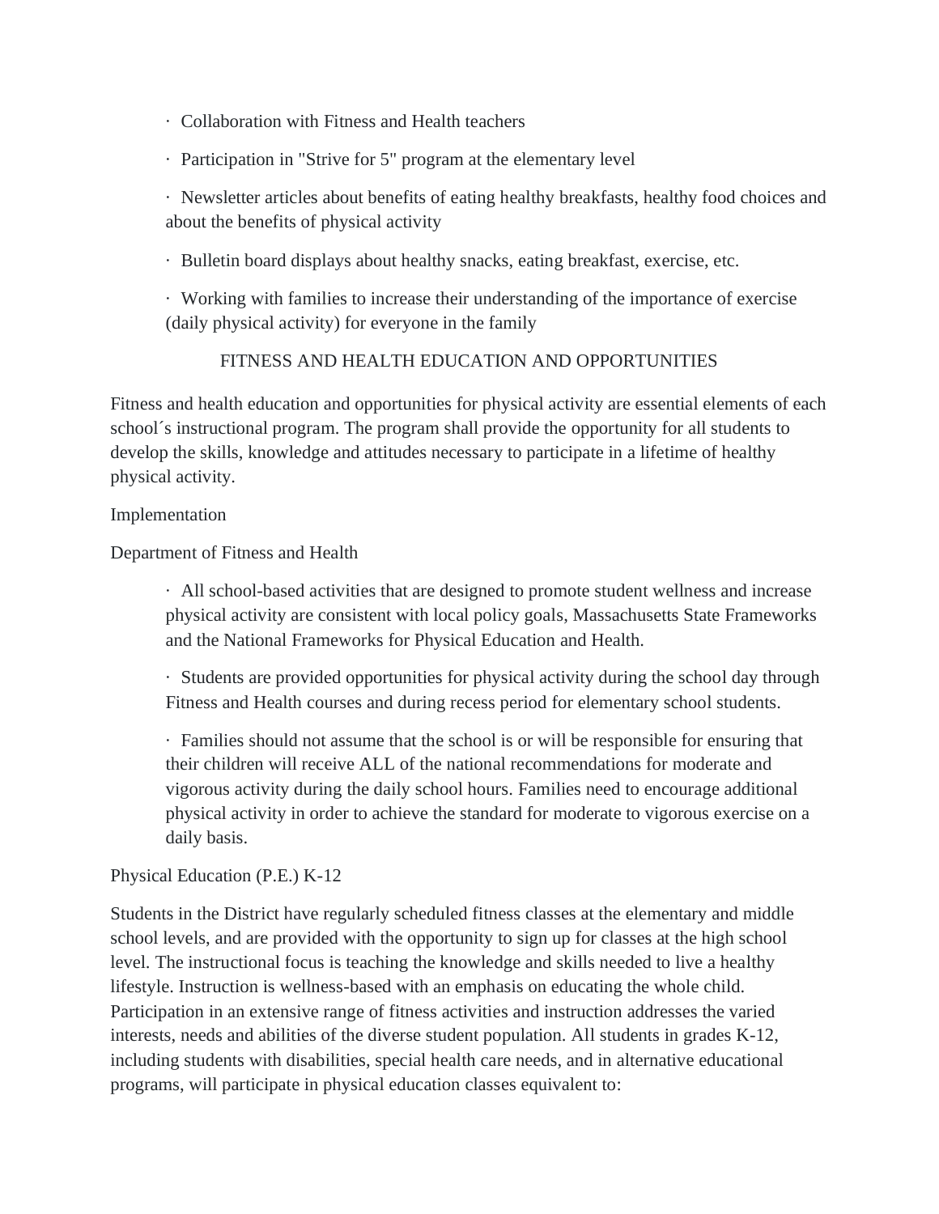- Collaboration with Fitness and Health teachers
- Participation in "Strive for 5" program at the elementary level
- Newsletter articles about benefits of eating healthy breakfasts, healthy food choices and about the benefits of physical activity
- Bulletin board displays about healthy snacks, eating breakfast, exercise, etc.
- Working with families to increase their understanding of the importance of exercise (daily physical activity) for everyone in the family

## FITNESS AND HEALTH EDUCATION AND OPPORTUNITIES

Fitness and health education and opportunities for physical activity are essential elements of each school´s instructional program. The program shall provide the opportunity for all students to develop the skills, knowledge and attitudes necessary to participate in a lifetime of healthy physical activity.

Implementation

Department of Fitness and Health

- All school-based activities that are designed to promote student wellness and increase physical activity are consistent with local policy goals, Massachusetts State Frameworks and the National Frameworks for Physical Education and Health.
- Students are provided opportunities for physical activity during the school day through Fitness and Health courses and during recess period for elementary school students.
- Families should not assume that the school is or will be responsible for ensuring that their children will receive ALL of the national recommendations for moderate and vigorous activity during the daily school hours. Families need to encourage additional physical activity in order to achieve the standard for moderate to vigorous exercise on a daily basis.

Physical Education (P.E.) K-12

Students in the District have regularly scheduled fitness classes at the elementary and middle school levels, and are provided with the opportunity to sign up for classes at the high school level. The instructional focus is teaching the knowledge and skills needed to live a healthy lifestyle. Instruction is wellness-based with an emphasis on educating the whole child. Participation in an extensive range of fitness activities and instruction addresses the varied interests, needs and abilities of the diverse student population. All students in grades K-12, including students with disabilities, special health care needs, and in alternative educational programs, will participate in physical education classes equivalent to: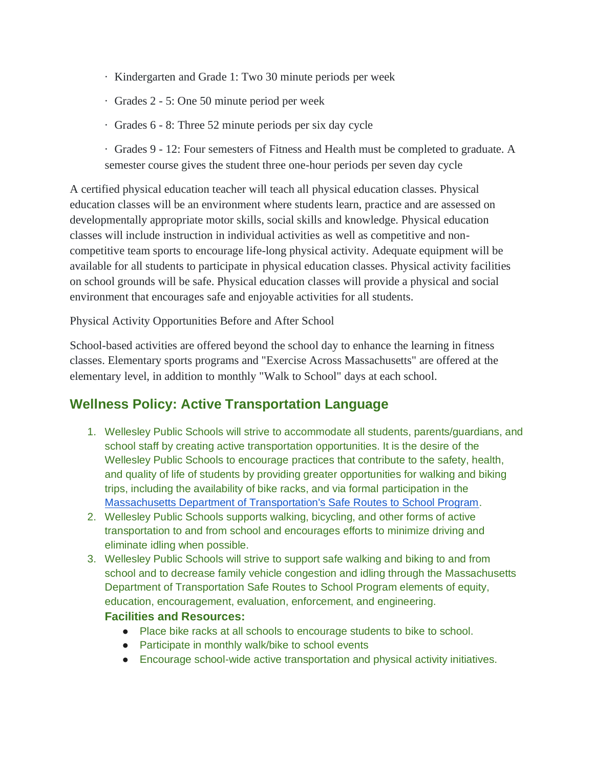- Kindergarten and Grade 1: Two 30 minute periods per week
- Grades 2 - 5: One 50 minute period per week
- Grades 6 - 8: Three 52 minute periods per six day cycle
- Grades 9 - 12: Four semesters of Fitness and Health must be completed to graduate. A semester course gives the student three one-hour periods per seven day cycle

A certified physical education teacher will teach all physical education classes. Physical education classes will be an environment where students learn, practice and are assessed on developmentally appropriate motor skills, social skills and knowledge. Physical education classes will include instruction in individual activities as well as competitive and non-competitive team sports to encourage life-long physical activity. Adequate equipment will be available for all students to participate in physical education classes. Physical activity facilities on school grounds will be safe. Physical education classes will provide a physical and social environment that encourages safe and enjoyable activities for all students.

Physical Activity Opportunities Before and After School

School-based activities are offered beyond the school day to enhance the learning in fitness classes. Elementary sports programs and "Exercise Across Massachusetts" are offered at the elementary level, in addition to monthly "Walk to School" days at each school.

## Wellness Policy: Active Transportation Language

1. Wellesley Public Schools will strive to accommodate all students, parents/guardians, and school staff by creating active transportation opportunities. It is the desire of the Wellesley Public Schools to encourage practices that contribute to the safety, health, and quality of life of students by providing greater opportunities for walking and biking trips, including the availability of bike racks, and via formal participation in the Massachusetts Department of Transportation's Safe Routes to School Program.
2. Wellesley Public Schools supports walking, bicycling, and other forms of active transportation to and from school and encourages efforts to minimize driving and eliminate idling when possible.
3. Wellesley Public Schools will strive to support safe walking and biking to and from school and to decrease family vehicle congestion and idling through the Massachusetts Department of Transportation Safe Routes to School Program elements of equity, education, encouragement, evaluation, enforcement, and engineering.

   **Facilities and Resources:**

   - Place bike racks at all schools to encourage students to bike to school.
   - Participate in monthly walk/bike to school events
   - Encourage school-wide active transportation and physical activity initiatives.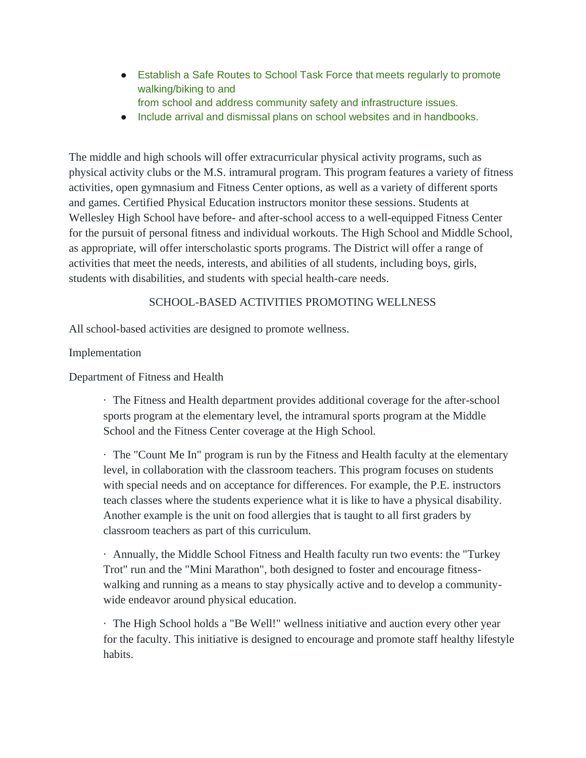- Establish a Safe Routes to School Task Force that meets regularly to promote walking/biking to and from school and address community safety and infrastructure issues.
- Include arrival and dismissal plans on school websites and in handbooks.

The middle and high schools will offer extracurricular physical activity programs, such as physical activity clubs or the M.S. intramural program. This program features a variety of fitness activities, open gymnasium and Fitness Center options, as well as a variety of different sports and games. Certified Physical Education instructors monitor these sessions. Students at Wellesley High School have before- and after-school access to a well-equipped Fitness Center for the pursuit of personal fitness and individual workouts. The High School and Middle School, as appropriate, will offer interscholastic sports programs. The District will offer a range of activities that meet the needs, interests, and abilities of all students, including boys, girls, students with disabilities, and students with special health-care needs.

## SCHOOL-BASED ACTIVITIES PROMOTING WELLNESS

All school-based activities are designed to promote wellness.

Implementation

Department of Fitness and Health

- The Fitness and Health department provides additional coverage for the after-school sports program at the elementary level, the intramural sports program at the Middle School and the Fitness Center coverage at the High School.

- The "Count Me In" program is run by the Fitness and Health faculty at the elementary level, in collaboration with the classroom teachers. This program focuses on students with special needs and on acceptance for differences. For example, the P.E. instructors teach classes where the students experience what it is like to have a physical disability. Another example is the unit on food allergies that is taught to all first graders by classroom teachers as part of this curriculum.

- Annually, the Middle School Fitness and Health faculty run two events: the "Turkey Trot" run and the "Mini Marathon", both designed to foster and encourage fitness-walking and running as a means to stay physically active and to develop a community-wide endeavor around physical education.

- The High School holds a "Be Well!" wellness initiative and auction every other year for the faculty. This initiative is designed to encourage and promote staff healthy lifestyle habits.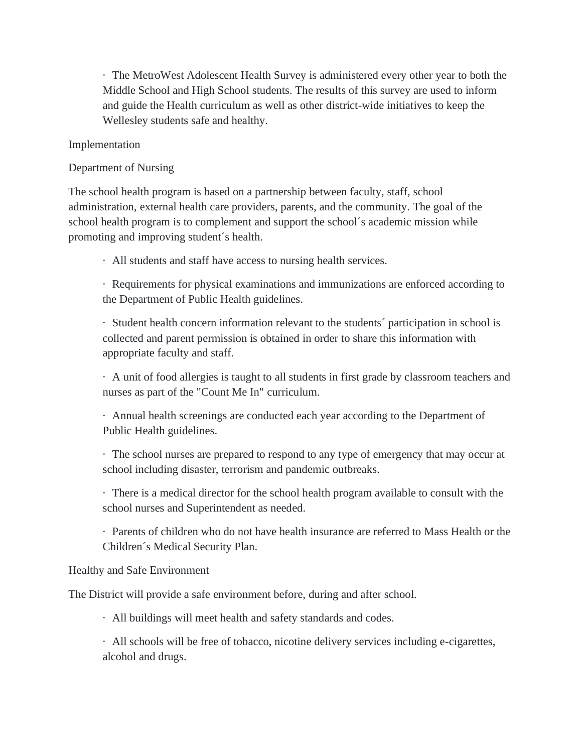- The MetroWest Adolescent Health Survey is administered every other year to both the Middle School and High School students. The results of this survey are used to inform and guide the Health curriculum as well as other district-wide initiatives to keep the Wellesley students safe and healthy.

## Implementation

### Department of Nursing

The school health program is based on a partnership between faculty, staff, school administration, external health care providers, parents, and the community. The goal of the school health program is to complement and support the school´s academic mission while promoting and improving student´s health.

- All students and staff have access to nursing health services.
- Requirements for physical examinations and immunizations are enforced according to the Department of Public Health guidelines.
- Student health concern information relevant to the students´ participation in school is collected and parent permission is obtained in order to share this information with appropriate faculty and staff.
- A unit of food allergies is taught to all students in first grade by classroom teachers and nurses as part of the "Count Me In" curriculum.
- Annual health screenings are conducted each year according to the Department of Public Health guidelines.
- The school nurses are prepared to respond to any type of emergency that may occur at school including disaster, terrorism and pandemic outbreaks.
- There is a medical director for the school health program available to consult with the school nurses and Superintendent as needed.
- Parents of children who do not have health insurance are referred to Mass Health or the Children´s Medical Security Plan.

### Healthy and Safe Environment

The District will provide a safe environment before, during and after school.

- All buildings will meet health and safety standards and codes.
- All schools will be free of tobacco, nicotine delivery services including e-cigarettes, alcohol and drugs.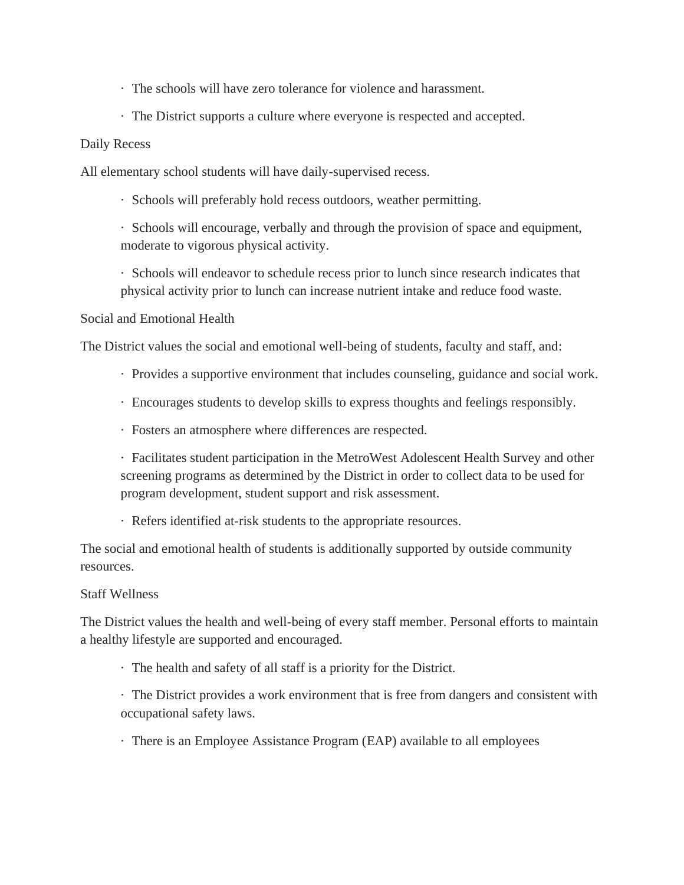- The schools will have zero tolerance for violence and harassment.
- The District supports a culture where everyone is respected and accepted.

### Daily Recess

All elementary school students will have daily-supervised recess.

- Schools will preferably hold recess outdoors, weather permitting.
- Schools will encourage, verbally and through the provision of space and equipment, moderate to vigorous physical activity.
- Schools will endeavor to schedule recess prior to lunch since research indicates that physical activity prior to lunch can increase nutrient intake and reduce food waste.

### Social and Emotional Health

The District values the social and emotional well-being of students, faculty and staff, and:

- Provides a supportive environment that includes counseling, guidance and social work.
- Encourages students to develop skills to express thoughts and feelings responsibly.
- Fosters an atmosphere where differences are respected.
- Facilitates student participation in the MetroWest Adolescent Health Survey and other screening programs as determined by the District in order to collect data to be used for program development, student support and risk assessment.
- Refers identified at-risk students to the appropriate resources.

The social and emotional health of students is additionally supported by outside community resources.

### Staff Wellness

The District values the health and well-being of every staff member. Personal efforts to maintain a healthy lifestyle are supported and encouraged.

- The health and safety of all staff is a priority for the District.
- The District provides a work environment that is free from dangers and consistent with occupational safety laws.
- There is an Employee Assistance Program (EAP) available to all employees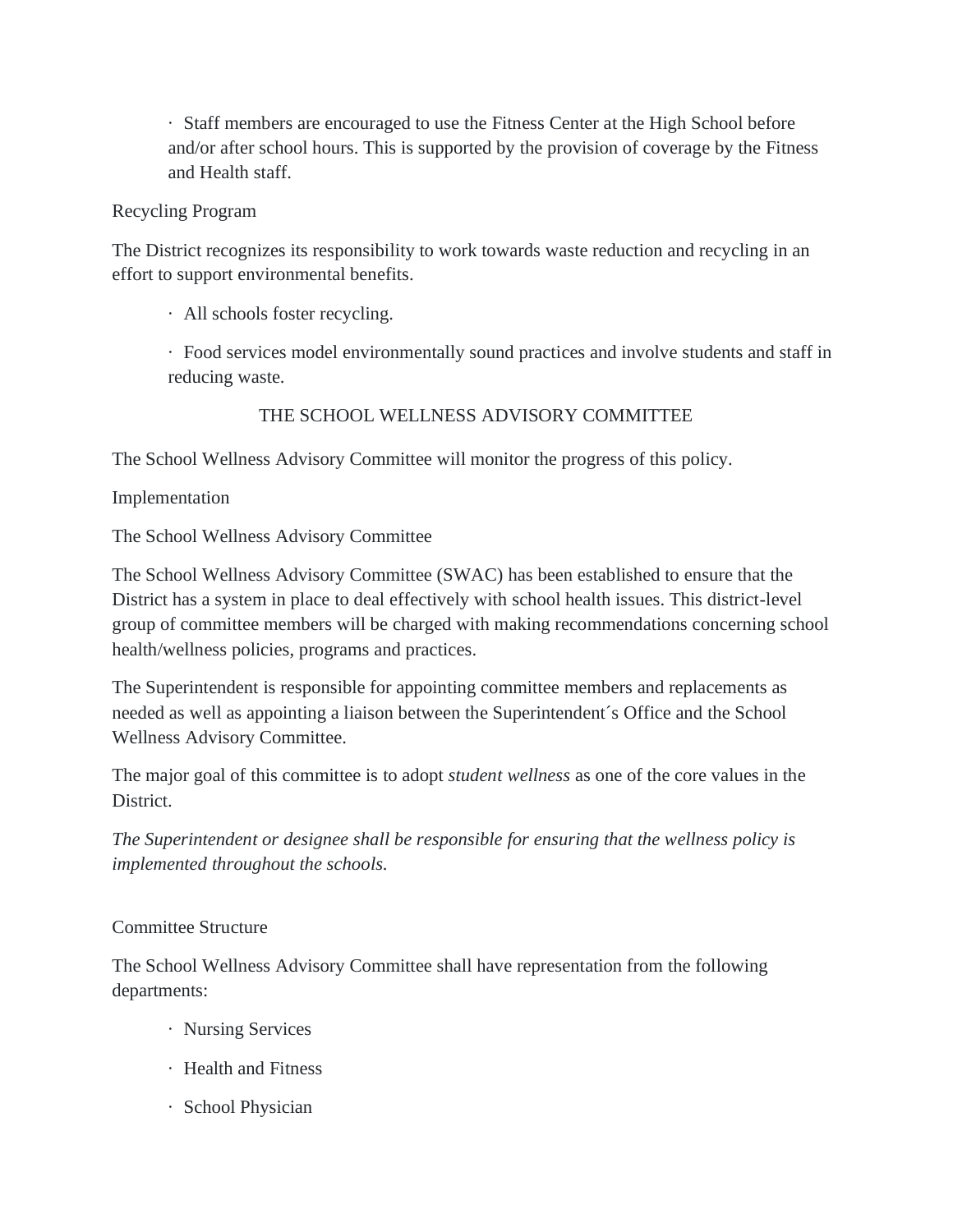- Staff members are encouraged to use the Fitness Center at the High School before and/or after school hours. This is supported by the provision of coverage by the Fitness and Health staff.

Recycling Program

The District recognizes its responsibility to work towards waste reduction and recycling in an effort to support environmental benefits.

- All schools foster recycling.
- Food services model environmentally sound practices and involve students and staff in reducing waste.

## THE SCHOOL WELLNESS ADVISORY COMMITTEE

The School Wellness Advisory Committee will monitor the progress of this policy.

Implementation

The School Wellness Advisory Committee

The School Wellness Advisory Committee (SWAC) has been established to ensure that the District has a system in place to deal effectively with school health issues. This district-level group of committee members will be charged with making recommendations concerning school health/wellness policies, programs and practices.

The Superintendent is responsible for appointing committee members and replacements as needed as well as appointing a liaison between the Superintendent´s Office and the School Wellness Advisory Committee.

The major goal of this committee is to adopt *student wellness* as one of the core values in the District.

*The Superintendent or designee shall be responsible for ensuring that the wellness policy is implemented throughout the schools.*

Committee Structure

The School Wellness Advisory Committee shall have representation from the following departments:

- Nursing Services
- Health and Fitness
- School Physician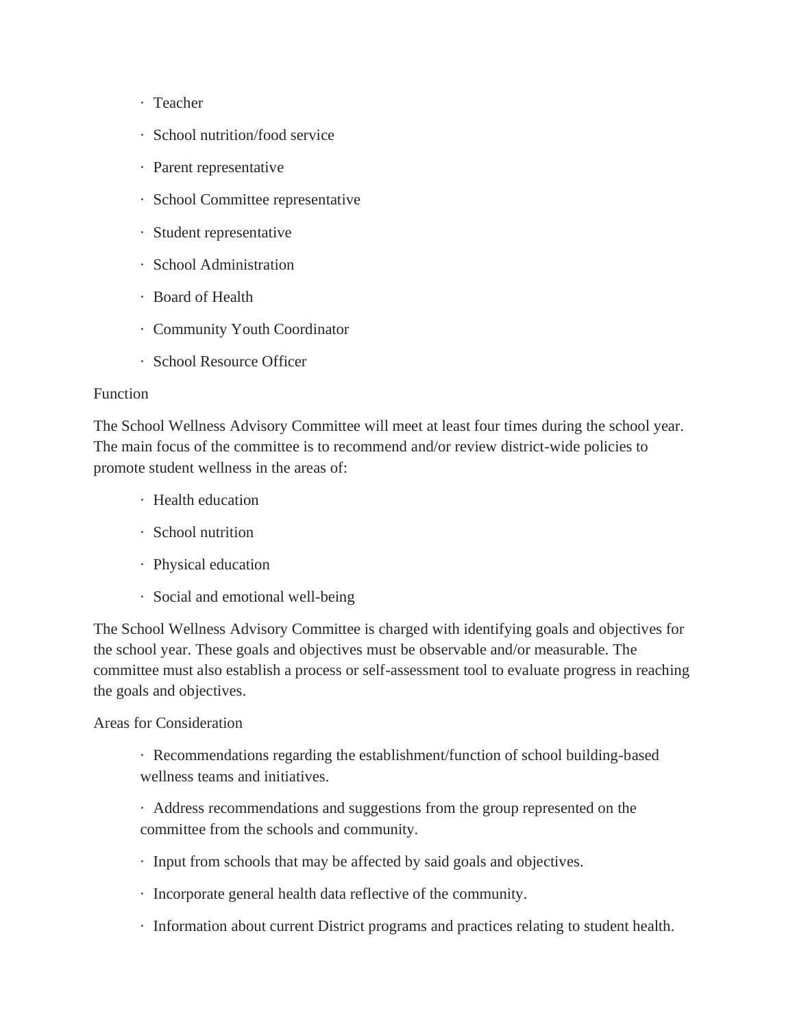- Teacher
- School nutrition/food service
- Parent representative
- School Committee representative
- Student representative
- School Administration
- Board of Health
- Community Youth Coordinator
- School Resource Officer

Function

The School Wellness Advisory Committee will meet at least four times during the school year. The main focus of the committee is to recommend and/or review district-wide policies to promote student wellness in the areas of:

- Health education
- School nutrition
- Physical education
- Social and emotional well-being

The School Wellness Advisory Committee is charged with identifying goals and objectives for the school year. These goals and objectives must be observable and/or measurable. The committee must also establish a process or self-assessment tool to evaluate progress in reaching the goals and objectives.

Areas for Consideration

- Recommendations regarding the establishment/function of school building-based wellness teams and initiatives.
- Address recommendations and suggestions from the group represented on the committee from the schools and community.
- Input from schools that may be affected by said goals and objectives.
- Incorporate general health data reflective of the community.
- Information about current District programs and practices relating to student health.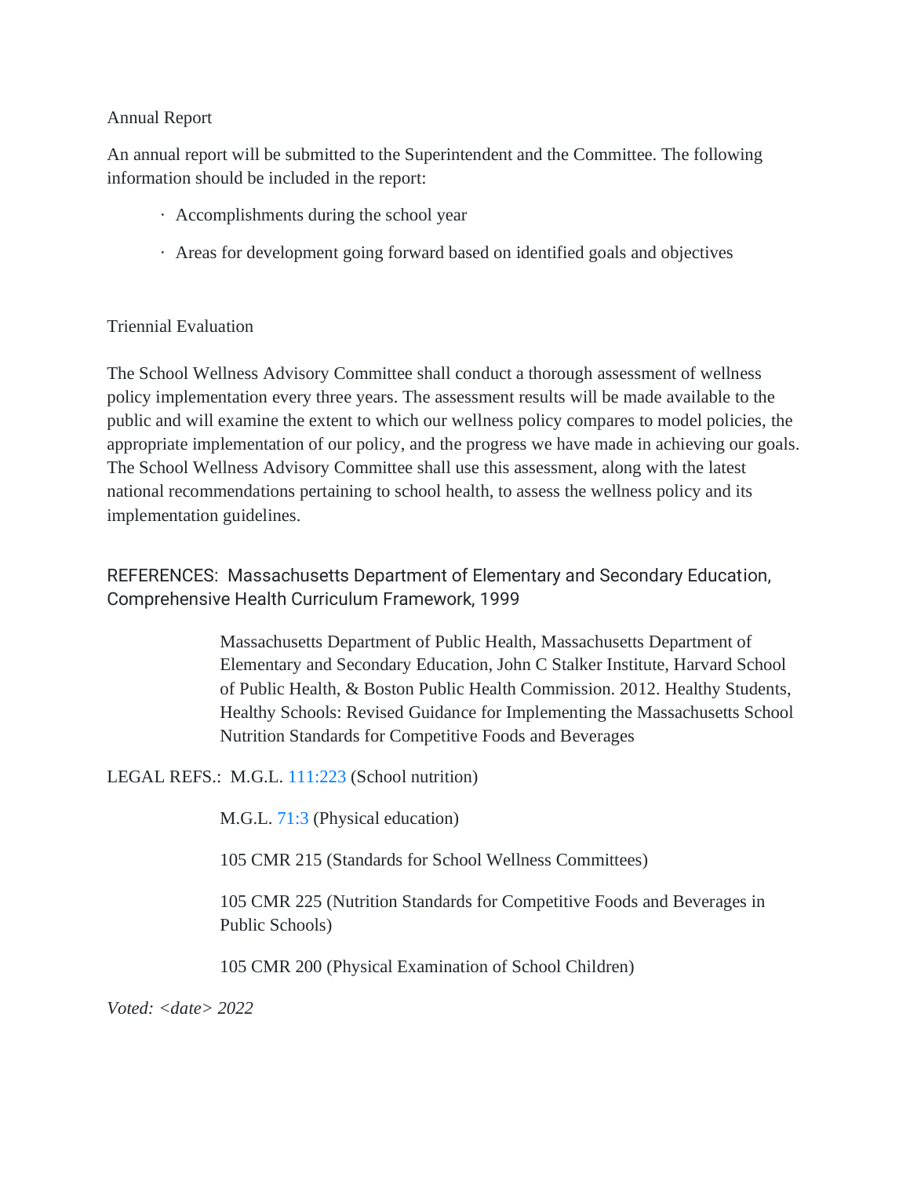Annual Report

An annual report will be submitted to the Superintendent and the Committee. The following information should be included in the report:

- Accomplishments during the school year
- Areas for development going forward based on identified goals and objectives

Triennial Evaluation

The School Wellness Advisory Committee shall conduct a thorough assessment of wellness policy implementation every three years. The assessment results will be made available to the public and will examine the extent to which our wellness policy compares to model policies, the appropriate implementation of our policy, and the progress we have made in achieving our goals. The School Wellness Advisory Committee shall use this assessment, along with the latest national recommendations pertaining to school health, to assess the wellness policy and its implementation guidelines.

REFERENCES: Massachusetts Department of Elementary and Secondary Education, Comprehensive Health Curriculum Framework, 1999

Massachusetts Department of Public Health, Massachusetts Department of Elementary and Secondary Education, John C Stalker Institute, Harvard School of Public Health, & Boston Public Health Commission. 2012. Healthy Students, Healthy Schools: Revised Guidance for Implementing the Massachusetts School Nutrition Standards for Competitive Foods and Beverages

LEGAL REFS.: M.G.L. 111:223 (School nutrition)

M.G.L. 71:3 (Physical education)

105 CMR 215 (Standards for School Wellness Committees)

105 CMR 225 (Nutrition Standards for Competitive Foods and Beverages in Public Schools)

105 CMR 200 (Physical Examination of School Children)

*Voted: <date> 2022*